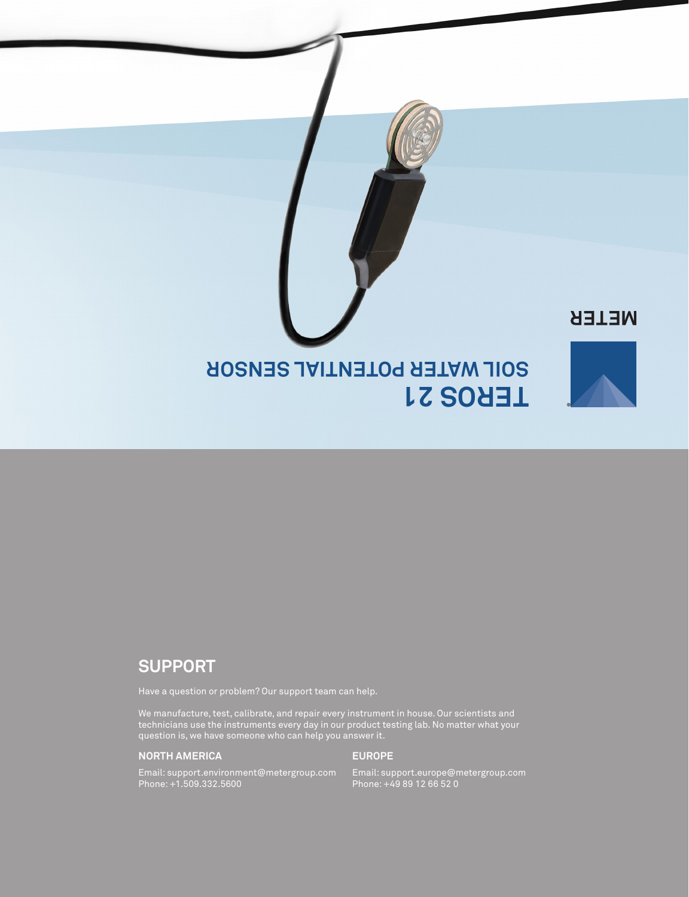# TEROS 21

## SOIL WATER POTENTIAL SENSOR

METER

## SUPPORT

Have a question or problem? Our support team can help.

We manufacture, test, calibrate, and repair every instrument in house. Our scientists and technicians use the instruments every day in our product testing lab. No matter what your question is, we have someone who can help you answer it.

### NORTH AMERICA

Email: support.environment@metergroup.com
Phone: +1.509.332.5600

### EUROPE

Email: support.europe@metergroup.com
Phone: +49 89 12 66 52 0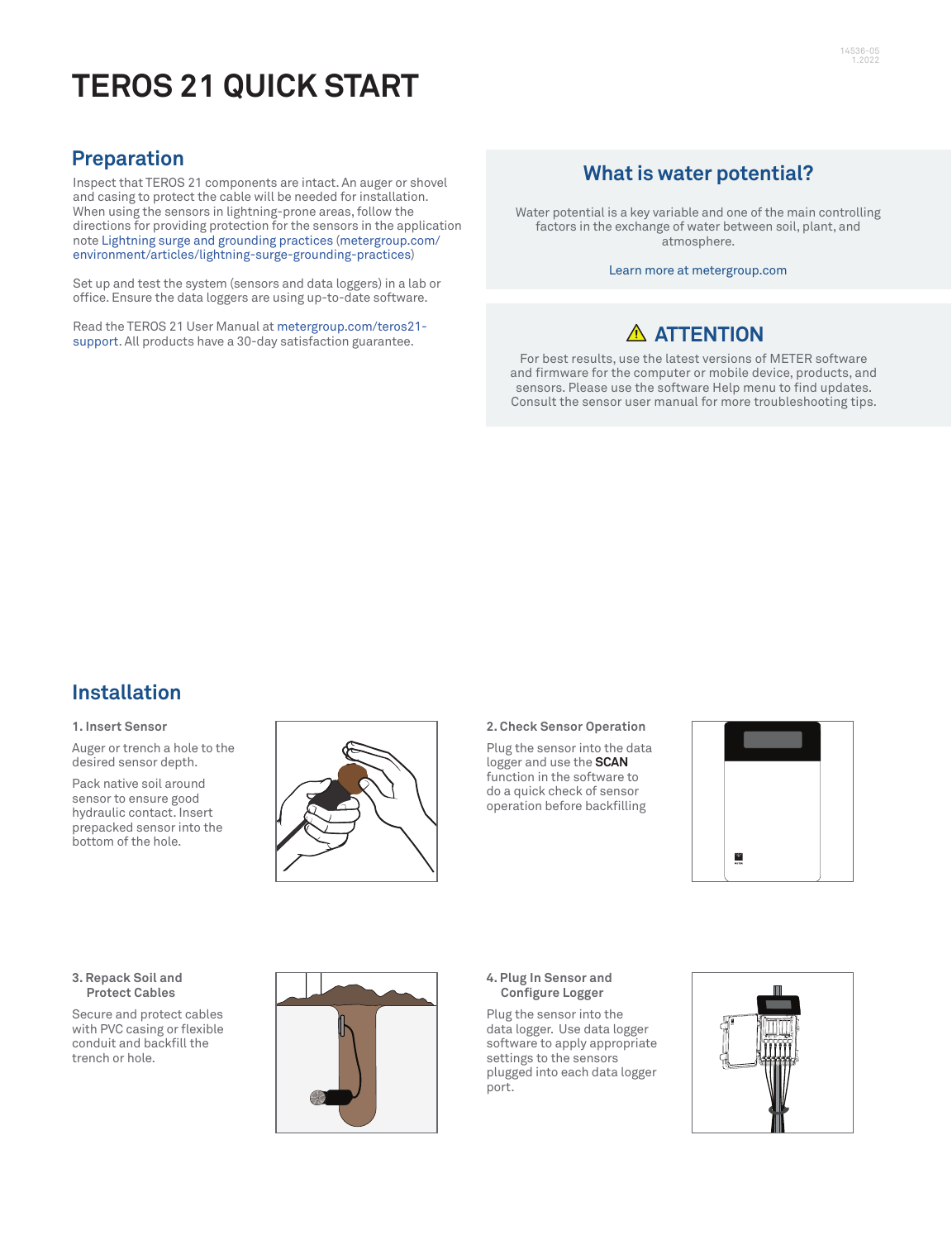# TEROS 21 QUICK START

## Preparation

Inspect that TEROS 21 components are intact. An auger or shovel and casing to protect the cable will be needed for installation. When using the sensors in lightning-prone areas, follow the directions for providing protection for the sensors in the application note Lightning surge and grounding practices (metergroup.com/environment/articles/lightning-surge-grounding-practices)

Set up and test the system (sensors and data loggers) in a lab or office. Ensure the data loggers are using up-to-date software.

Read the TEROS 21 User Manual at metergroup.com/teros21-support. All products have a 30-day satisfaction guarantee.

## What is water potential?

Water potential is a key variable and one of the main controlling factors in the exchange of water between soil, plant, and atmosphere.

Learn more at metergroup.com

## ⚠ ATTENTION

For best results, use the latest versions of METER software and firmware for the computer or mobile device, products, and sensors. Please use the software Help menu to find updates. Consult the sensor user manual for more troubleshooting tips.

## Installation

**1. Insert Sensor**

Auger or trench a hole to the desired sensor depth.

Pack native soil around sensor to ensure good hydraulic contact. Insert prepacked sensor into the bottom of the hole.

**2. Check Sensor Operation**

Plug the sensor into the data logger and use the **SCAN** function in the software to do a quick check of sensor operation before backfilling

**3. Repack Soil and Protect Cables**

Secure and protect cables with PVC casing or flexible conduit and backfill the trench or hole.

**4. Plug In Sensor and Configure Logger**

Plug the sensor into the data logger. Use data logger software to apply appropriate settings to the sensors plugged into each data logger port.